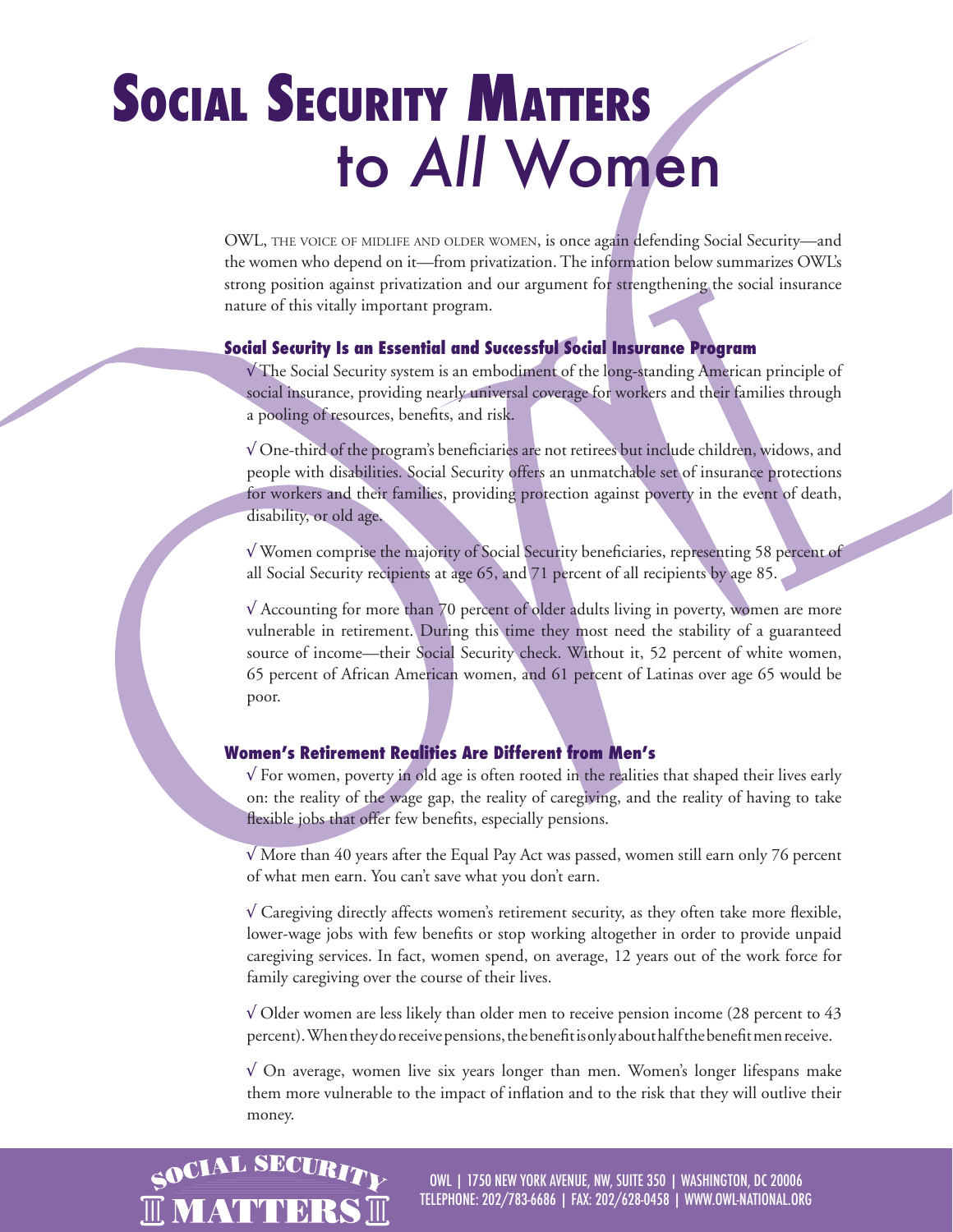# Social Security Matters to *All* Women

OWL, THE VOICE OF MIDLIFE AND OLDER WOMEN, is once again defending Social Security—and the women who depend on it—from privatization. The information below summarizes OWL's strong position against privatization and our argument for strengthening the social insurance nature of this vitally important program.

## Social Security Is an Essential and Successful Social Insurance Program

√ The Social Security system is an embodiment of the long-standing American principle of social insurance, providing nearly universal coverage for workers and their families through a pooling of resources, benefits, and risk.

√ One-third of the program's beneficiaries are not retirees but include children, widows, and people with disabilities. Social Security offers an unmatchable set of insurance protections for workers and their families, providing protection against poverty in the event of death, disability, or old age.

√ Women comprise the majority of Social Security beneficiaries, representing 58 percent of all Social Security recipients at age 65, and 71 percent of all recipients by age 85.

√ Accounting for more than 70 percent of older adults living in poverty, women are more vulnerable in retirement. During this time they most need the stability of a guaranteed source of income—their Social Security check. Without it, 52 percent of white women, 65 percent of African American women, and 61 percent of Latinas over age 65 would be poor.

## Women's Retirement Realities Are Different from Men's

√ For women, poverty in old age is often rooted in the realities that shaped their lives early on: the reality of the wage gap, the reality of caregiving, and the reality of having to take flexible jobs that offer few benefits, especially pensions.

√ More than 40 years after the Equal Pay Act was passed, women still earn only 76 percent of what men earn. You can't save what you don't earn.

√ Caregiving directly affects women's retirement security, as they often take more flexible, lower-wage jobs with few benefits or stop working altogether in order to provide unpaid caregiving services. In fact, women spend, on average, 12 years out of the work force for family caregiving over the course of their lives.

√ Older women are less likely than older men to receive pension income (28 percent to 43 percent). When they do receive pensions, the benefit is only about half the benefit men receive.

√ On average, women live six years longer than men. Women's longer lifespans make them more vulnerable to the impact of inflation and to the risk that they will outlive their money.

SOCIAL SECURITY MATTERS

OWL | 1750 NEW YORK AVENUE, NW, SUITE 350 | WASHINGTON, DC 20006
TELEPHONE: 202/783-6686 | FAX: 202/628-0458 | WWW.OWL-NATIONAL.ORG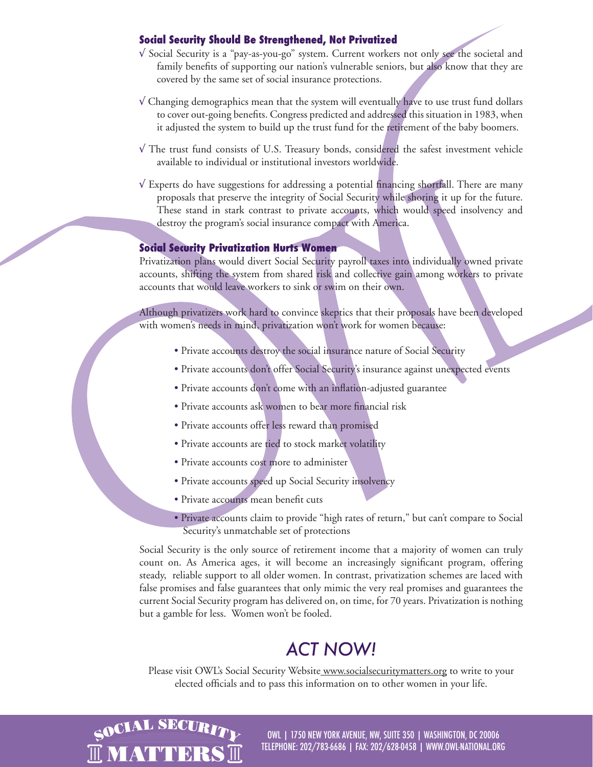## Social Security Should Be Strengthened, Not Privatized

- √ Social Security is a "pay-as-you-go" system. Current workers not only see the societal and family benefits of supporting our nation's vulnerable seniors, but also know that they are covered by the same set of social insurance protections.
- √ Changing demographics mean that the system will eventually have to use trust fund dollars to cover out-going benefits. Congress predicted and addressed this situation in 1983, when it adjusted the system to build up the trust fund for the retirement of the baby boomers.
- √ The trust fund consists of U.S. Treasury bonds, considered the safest investment vehicle available to individual or institutional investors worldwide.
- √ Experts do have suggestions for addressing a potential financing shortfall. There are many proposals that preserve the integrity of Social Security while shoring it up for the future. These stand in stark contrast to private accounts, which would speed insolvency and destroy the program's social insurance compact with America.

## Social Security Privatization Hurts Women

Privatization plans would divert Social Security payroll taxes into individually owned private accounts, shifting the system from shared risk and collective gain among workers to private accounts that would leave workers to sink or swim on their own.

Although privatizers work hard to convince skeptics that their proposals have been developed with women's needs in mind, privatization won't work for women because:

- Private accounts destroy the social insurance nature of Social Security
- Private accounts don't offer Social Security's insurance against unexpected events
- Private accounts don't come with an inflation-adjusted guarantee
- Private accounts ask women to bear more financial risk
- Private accounts offer less reward than promised
- Private accounts are tied to stock market volatility
- Private accounts cost more to administer
- Private accounts speed up Social Security insolvency
- Private accounts mean benefit cuts
- Private accounts claim to provide "high rates of return," but can't compare to Social Security's unmatchable set of protections

Social Security is the only source of retirement income that a majority of women can truly count on. As America ages, it will become an increasingly significant program, offering steady, reliable support to all older women. In contrast, privatization schemes are laced with false promises and false guarantees that only mimic the very real promises and guarantees the current Social Security program has delivered on, on time, for 70 years. Privatization is nothing but a gamble for less. Women won't be fooled.

# *ACT NOW!*

Please visit OWL's Social Security Website www.socialsecuritymatters.org to write to your elected officials and to pass this information on to other women in your life.

SOCIAL SECURITY MATTERS

OWL | 1750 NEW YORK AVENUE, NW, SUITE 350 | WASHINGTON, DC 20006
TELEPHONE: 202/783-6686 | FAX: 202/628-0458 | WWW.OWL-NATIONAL.ORG